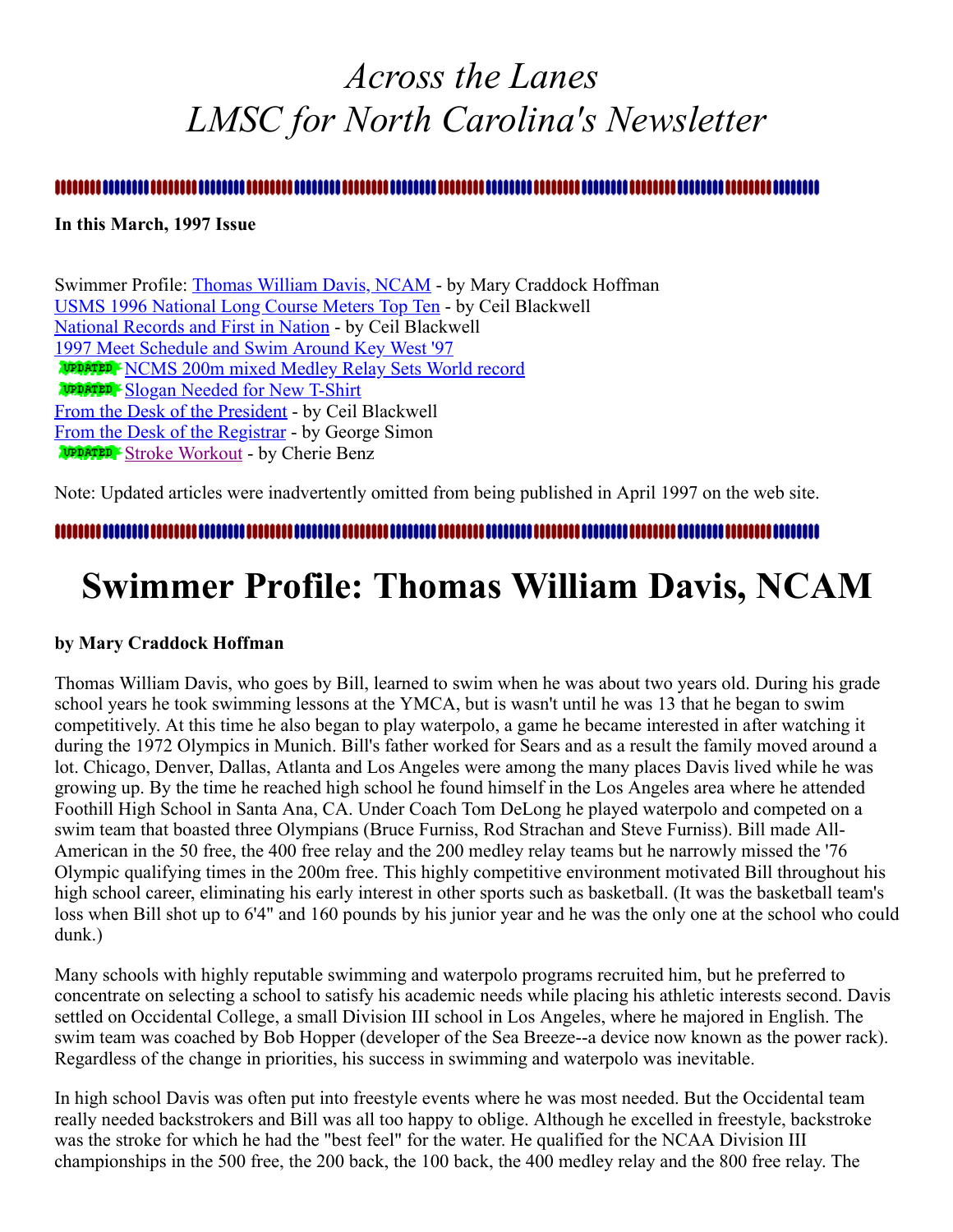# *Across the Lanes*
# *LMSC for North Carolina's Newsletter*

**In this March, 1997 Issue**

Swimmer Profile: Thomas William Davis, NCAM - by Mary Craddock Hoffman
USMS 1996 National Long Course Meters Top Ten - by Ceil Blackwell
National Records and First in Nation - by Ceil Blackwell
1997 Meet Schedule and Swim Around Key West '97
UPDATED NCMS 200m mixed Medley Relay Sets World record
UPDATED Slogan Needed for New T-Shirt
From the Desk of the President - by Ceil Blackwell
From the Desk of the Registrar - by George Simon
UPDATED Stroke Workout - by Cherie Benz

Note: Updated articles were inadvertently omitted from being published in April 1997 on the web site.

# Swimmer Profile: Thomas William Davis, NCAM

**by Mary Craddock Hoffman**

Thomas William Davis, who goes by Bill, learned to swim when he was about two years old. During his grade school years he took swimming lessons at the YMCA, but is wasn't until he was 13 that he began to swim competitively. At this time he also began to play waterpolo, a game he became interested in after watching it during the 1972 Olympics in Munich. Bill's father worked for Sears and as a result the family moved around a lot. Chicago, Denver, Dallas, Atlanta and Los Angeles were among the many places Davis lived while he was growing up. By the time he reached high school he found himself in the Los Angeles area where he attended Foothill High School in Santa Ana, CA. Under Coach Tom DeLong he played waterpolo and competed on a swim team that boasted three Olympians (Bruce Furniss, Rod Strachan and Steve Furniss). Bill made All-American in the 50 free, the 400 free relay and the 200 medley relay teams but he narrowly missed the '76 Olympic qualifying times in the 200m free. This highly competitive environment motivated Bill throughout his high school career, eliminating his early interest in other sports such as basketball. (It was the basketball team's loss when Bill shot up to 6'4" and 160 pounds by his junior year and he was the only one at the school who could dunk.)

Many schools with highly reputable swimming and waterpolo programs recruited him, but he preferred to concentrate on selecting a school to satisfy his academic needs while placing his athletic interests second. Davis settled on Occidental College, a small Division III school in Los Angeles, where he majored in English. The swim team was coached by Bob Hopper (developer of the Sea Breeze--a device now known as the power rack). Regardless of the change in priorities, his success in swimming and waterpolo was inevitable.

In high school Davis was often put into freestyle events where he was most needed. But the Occidental team really needed backstrokers and Bill was all too happy to oblige. Although he excelled in freestyle, backstroke was the stroke for which he had the "best feel" for the water. He qualified for the NCAA Division III championships in the 500 free, the 200 back, the 100 back, the 400 medley relay and the 800 free relay. The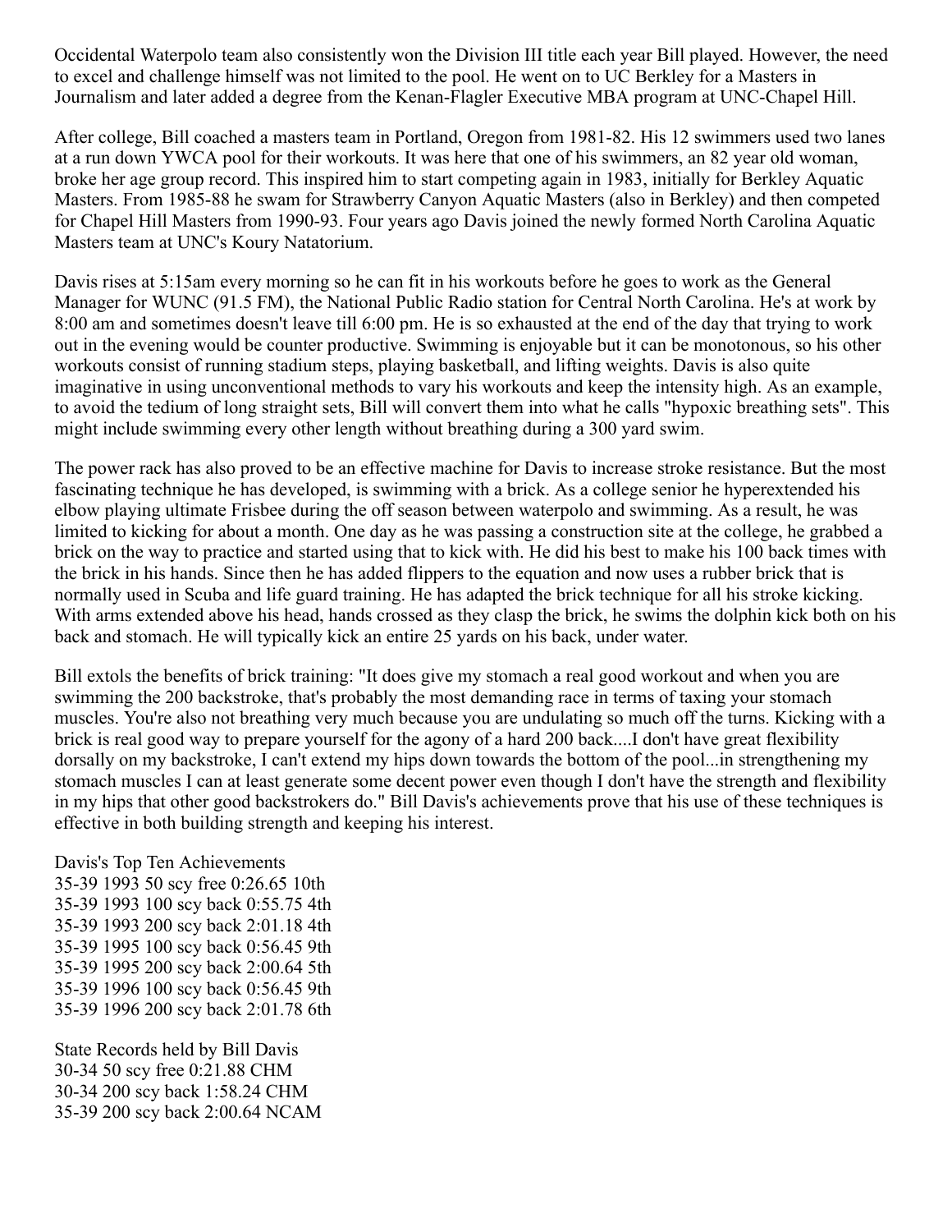Occidental Waterpolo team also consistently won the Division III title each year Bill played. However, the need to excel and challenge himself was not limited to the pool. He went on to UC Berkley for a Masters in Journalism and later added a degree from the Kenan-Flagler Executive MBA program at UNC-Chapel Hill.

After college, Bill coached a masters team in Portland, Oregon from 1981-82. His 12 swimmers used two lanes at a run down YWCA pool for their workouts. It was here that one of his swimmers, an 82 year old woman, broke her age group record. This inspired him to start competing again in 1983, initially for Berkley Aquatic Masters. From 1985-88 he swam for Strawberry Canyon Aquatic Masters (also in Berkley) and then competed for Chapel Hill Masters from 1990-93. Four years ago Davis joined the newly formed North Carolina Aquatic Masters team at UNC's Koury Natatorium.

Davis rises at 5:15am every morning so he can fit in his workouts before he goes to work as the General Manager for WUNC (91.5 FM), the National Public Radio station for Central North Carolina. He's at work by 8:00 am and sometimes doesn't leave till 6:00 pm. He is so exhausted at the end of the day that trying to work out in the evening would be counter productive. Swimming is enjoyable but it can be monotonous, so his other workouts consist of running stadium steps, playing basketball, and lifting weights. Davis is also quite imaginative in using unconventional methods to vary his workouts and keep the intensity high. As an example, to avoid the tedium of long straight sets, Bill will convert them into what he calls "hypoxic breathing sets". This might include swimming every other length without breathing during a 300 yard swim.

The power rack has also proved to be an effective machine for Davis to increase stroke resistance. But the most fascinating technique he has developed, is swimming with a brick. As a college senior he hyperextended his elbow playing ultimate Frisbee during the off season between waterpolo and swimming. As a result, he was limited to kicking for about a month. One day as he was passing a construction site at the college, he grabbed a brick on the way to practice and started using that to kick with. He did his best to make his 100 back times with the brick in his hands. Since then he has added flippers to the equation and now uses a rubber brick that is normally used in Scuba and life guard training. He has adapted the brick technique for all his stroke kicking. With arms extended above his head, hands crossed as they clasp the brick, he swims the dolphin kick both on his back and stomach. He will typically kick an entire 25 yards on his back, under water.

Bill extols the benefits of brick training: "It does give my stomach a real good workout and when you are swimming the 200 backstroke, that's probably the most demanding race in terms of taxing your stomach muscles. You're also not breathing very much because you are undulating so much off the turns. Kicking with a brick is real good way to prepare yourself for the agony of a hard 200 back....I don't have great flexibility dorsally on my backstroke, I can't extend my hips down towards the bottom of the pool...in strengthening my stomach muscles I can at least generate some decent power even though I don't have the strength and flexibility in my hips that other good backstrokers do." Bill Davis's achievements prove that his use of these techniques is effective in both building strength and keeping his interest.

Davis's Top Ten Achievements
35-39 1993 50 scy free 0:26.65 10th
35-39 1993 100 scy back 0:55.75 4th
35-39 1993 200 scy back 2:01.18 4th
35-39 1995 100 scy back 0:56.45 9th
35-39 1995 200 scy back 2:00.64 5th
35-39 1996 100 scy back 0:56.45 9th
35-39 1996 200 scy back 2:01.78 6th

State Records held by Bill Davis
30-34 50 scy free 0:21.88 CHM
30-34 200 scy back 1:58.24 CHM
35-39 200 scy back 2:00.64 NCAM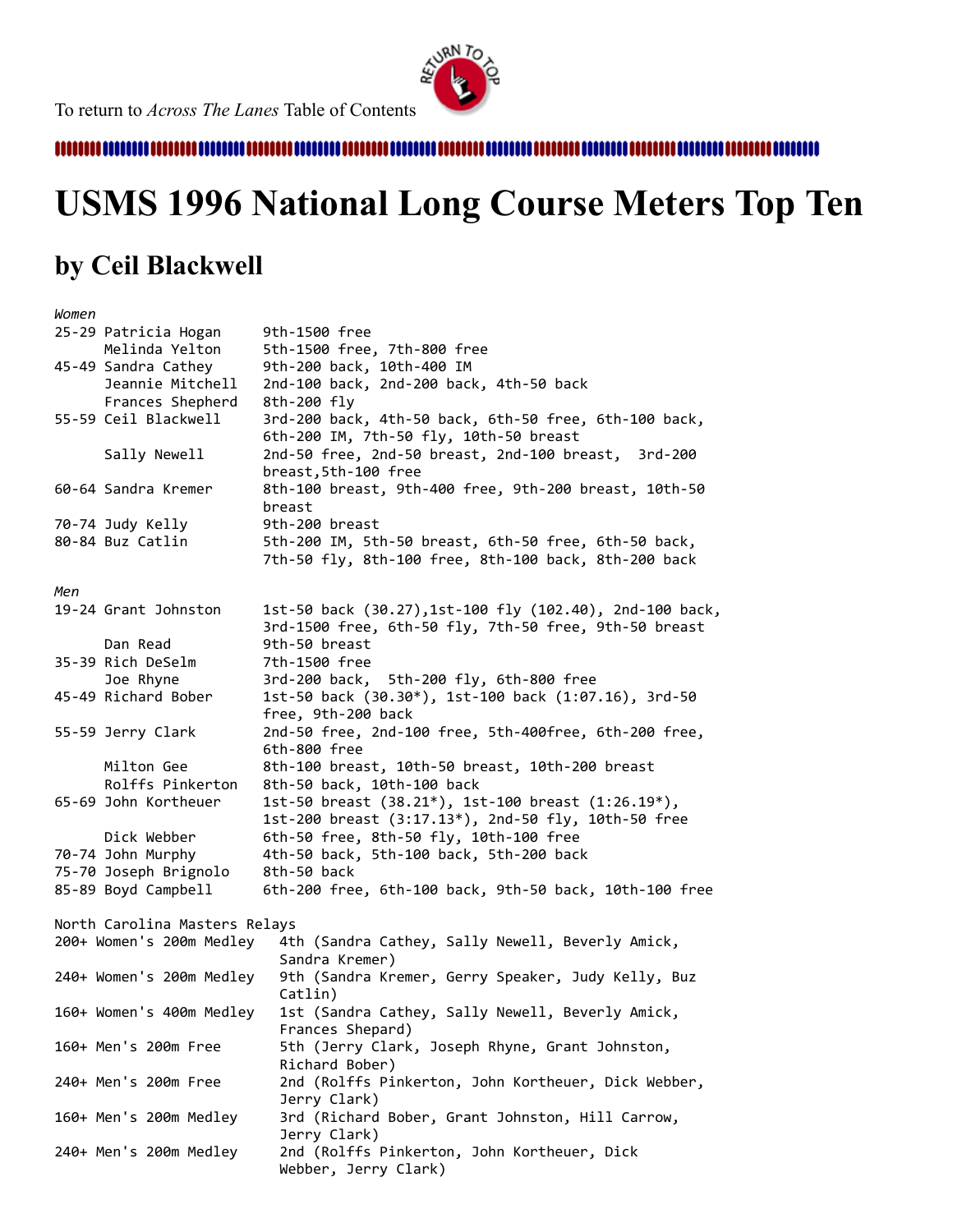To return to *Across The Lanes* Table of Contents

# USMS 1996 National Long Course Meters Top Ten

## by Ceil Blackwell

*Women*

| Age | Name | Results |
|---|---|---|
| 25-29 | Patricia Hogan | 9th-1500 free |
| | Melinda Yelton | 5th-1500 free, 7th-800 free |
| 45-49 | Sandra Cathey | 9th-200 back, 10th-400 IM |
| | Jeannie Mitchell | 2nd-100 back, 2nd-200 back, 4th-50 back |
| | Frances Shepherd | 8th-200 fly |
| 55-59 | Ceil Blackwell | 3rd-200 back, 4th-50 back, 6th-50 free, 6th-100 back, 6th-200 IM, 7th-50 fly, 10th-50 breast |
| | Sally Newell | 2nd-50 free, 2nd-50 breast, 2nd-100 breast, 3rd-200 breast,5th-100 free |
| 60-64 | Sandra Kremer | 8th-100 breast, 9th-400 free, 9th-200 breast, 10th-50 breast |
| 70-74 | Judy Kelly | 9th-200 breast |
| 80-84 | Buz Catlin | 5th-200 IM, 5th-50 breast, 6th-50 free, 6th-50 back, 7th-50 fly, 8th-100 free, 8th-100 back, 8th-200 back |

*Men*

| Age | Name | Results |
|---|---|---|
| 19-24 | Grant Johnston | 1st-50 back (30.27),1st-100 fly (102.40), 2nd-100 back, 3rd-1500 free, 6th-50 fly, 7th-50 free, 9th-50 breast |
| | Dan Read | 9th-50 breast |
| 35-39 | Rich DeSelm | 7th-1500 free |
| | Joe Rhyne | 3rd-200 back, 5th-200 fly, 6th-800 free |
| 45-49 | Richard Bober | 1st-50 back (30.30*), 1st-100 back (1:07.16), 3rd-50 free, 9th-200 back |
| 55-59 | Jerry Clark | 2nd-50 free, 2nd-100 free, 5th-400free, 6th-200 free, 6th-800 free |
| | Milton Gee | 8th-100 breast, 10th-50 breast, 10th-200 breast |
| | Rolffs Pinkerton | 8th-50 back, 10th-100 back |
| 65-69 | John Kortheuer | 1st-50 breast (38.21*), 1st-100 breast (1:26.19*), 1st-200 breast (3:17.13*), 2nd-50 fly, 10th-50 free |
| | Dick Webber | 6th-50 free, 8th-50 fly, 10th-100 free |
| 70-74 | John Murphy | 4th-50 back, 5th-100 back, 5th-200 back |
| 75-70 | Joseph Brignolo | 8th-50 back |
| 85-89 | Boyd Campbell | 6th-200 free, 6th-100 back, 9th-50 back, 10th-100 free |

North Carolina Masters Relays

| Relay | Result |
|---|---|
| 200+ Women's 200m Medley | 4th (Sandra Cathey, Sally Newell, Beverly Amick, Sandra Kremer) |
| 240+ Women's 200m Medley | 9th (Sandra Kremer, Gerry Speaker, Judy Kelly, Buz Catlin) |
| 160+ Women's 400m Medley | 1st (Sandra Cathey, Sally Newell, Beverly Amick, Frances Shepard) |
| 160+ Men's 200m Free | 5th (Jerry Clark, Joseph Rhyne, Grant Johnston, Richard Bober) |
| 240+ Men's 200m Free | 2nd (Rolffs Pinkerton, John Kortheuer, Dick Webber, Jerry Clark) |
| 160+ Men's 200m Medley | 3rd (Richard Bober, Grant Johnston, Hill Carrow, Jerry Clark) |
| 240+ Men's 200m Medley | 2nd (Rolffs Pinkerton, John Kortheuer, Dick Webber, Jerry Clark) |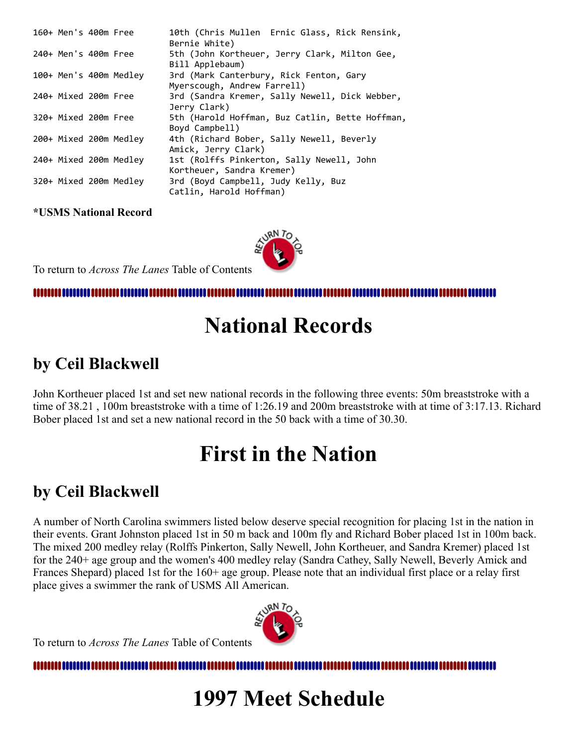| | |
|---|---|
| 160+ Men's 400m Free | 10th (Chris Mullen Ernic Glass, Rick Rensink, Bernie White) |
| 240+ Men's 400m Free | 5th (John Kortheuer, Jerry Clark, Milton Gee, Bill Applebaum) |
| 100+ Men's 400m Medley | 3rd (Mark Canterbury, Rick Fenton, Gary Myerscough, Andrew Farrell) |
| 240+ Mixed 200m Free | 3rd (Sandra Kremer, Sally Newell, Dick Webber, Jerry Clark) |
| 320+ Mixed 200m Free | 5th (Harold Hoffman, Buz Catlin, Bette Hoffman, Boyd Campbell) |
| 200+ Mixed 200m Medley | 4th (Richard Bober, Sally Newell, Beverly Amick, Jerry Clark) |
| 240+ Mixed 200m Medley | 1st (Rolffs Pinkerton, Sally Newell, John Kortheuer, Sandra Kremer) |
| 320+ Mixed 200m Medley | 3rd (Boyd Campbell, Judy Kelly, Buz Catlin, Harold Hoffman) |

**\*USMS National Record**

To return to *Across The Lanes* Table of Contents

# National Records

## by Ceil Blackwell

John Kortheuer placed 1st and set new national records in the following three events: 50m breaststroke with a time of 38.21 , 100m breaststroke with a time of 1:26.19 and 200m breaststroke with at time of 3:17.13. Richard Bober placed 1st and set a new national record in the 50 back with a time of 30.30.

# First in the Nation

## by Ceil Blackwell

A number of North Carolina swimmers listed below deserve special recognition for placing 1st in the nation in their events. Grant Johnston placed 1st in 50 m back and 100m fly and Richard Bober placed 1st in 100m back. The mixed 200 medley relay (Rolffs Pinkerton, Sally Newell, John Kortheuer, and Sandra Kremer) placed 1st for the 240+ age group and the women's 400 medley relay (Sandra Cathey, Sally Newell, Beverly Amick and Frances Shepard) placed 1st for the 160+ age group. Please note that an individual first place or a relay first place gives a swimmer the rank of USMS All American.

To return to *Across The Lanes* Table of Contents

# 1997 Meet Schedule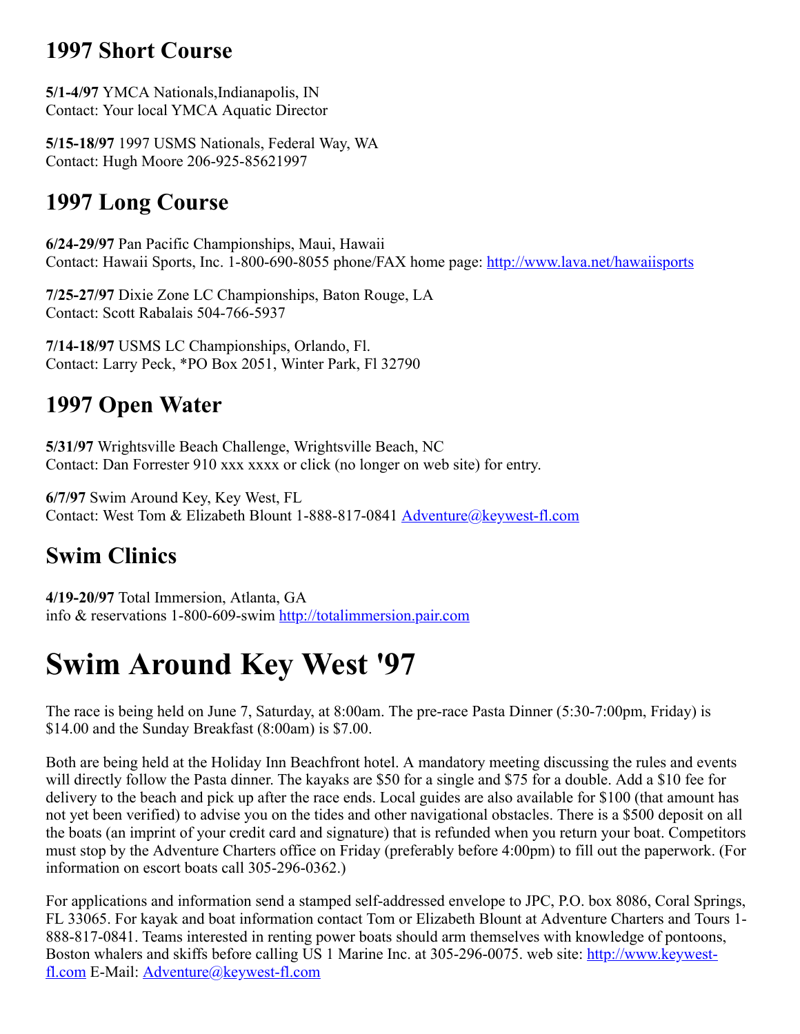## 1997 Short Course

**5/1-4/97** YMCA Nationals,Indianapolis, IN
Contact: Your local YMCA Aquatic Director

**5/15-18/97** 1997 USMS Nationals, Federal Way, WA
Contact: Hugh Moore 206-925-85621997

## 1997 Long Course

**6/24-29/97** Pan Pacific Championships, Maui, Hawaii
Contact: Hawaii Sports, Inc. 1-800-690-8055 phone/FAX home page: http://www.lava.net/hawaiisports

**7/25-27/97** Dixie Zone LC Championships, Baton Rouge, LA
Contact: Scott Rabalais 504-766-5937

**7/14-18/97** USMS LC Championships, Orlando, Fl.
Contact: Larry Peck, *PO Box 2051, Winter Park, Fl 32790

## 1997 Open Water

**5/31/97** Wrightsville Beach Challenge, Wrightsville Beach, NC
Contact: Dan Forrester 910 xxx xxxx or click (no longer on web site) for entry.

**6/7/97** Swim Around Key, Key West, FL
Contact: West Tom & Elizabeth Blount 1-888-817-0841 Adventure@keywest-fl.com

## Swim Clinics

**4/19-20/97** Total Immersion, Atlanta, GA
info & reservations 1-800-609-swim http://totalimmersion.pair.com

# Swim Around Key West '97

The race is being held on June 7, Saturday, at 8:00am. The pre-race Pasta Dinner (5:30-7:00pm, Friday) is $14.00 and the Sunday Breakfast (8:00am) is $7.00.

Both are being held at the Holiday Inn Beachfront hotel. A mandatory meeting discussing the rules and events will directly follow the Pasta dinner. The kayaks are $50 for a single and $75 for a double. Add a $10 fee for delivery to the beach and pick up after the race ends. Local guides are also available for $100 (that amount has not yet been verified) to advise you on the tides and other navigational obstacles. There is a $500 deposit on all the boats (an imprint of your credit card and signature) that is refunded when you return your boat. Competitors must stop by the Adventure Charters office on Friday (preferably before 4:00pm) to fill out the paperwork. (For information on escort boats call 305-296-0362.)

For applications and information send a stamped self-addressed envelope to JPC, P.O. box 8086, Coral Springs, FL 33065. For kayak and boat information contact Tom or Elizabeth Blount at Adventure Charters and Tours 1-888-817-0841. Teams interested in renting power boats should arm themselves with knowledge of pontoons, Boston whalers and skiffs before calling US 1 Marine Inc. at 305-296-0075. web site: http://www.keywest-fl.com E-Mail: Adventure@keywest-fl.com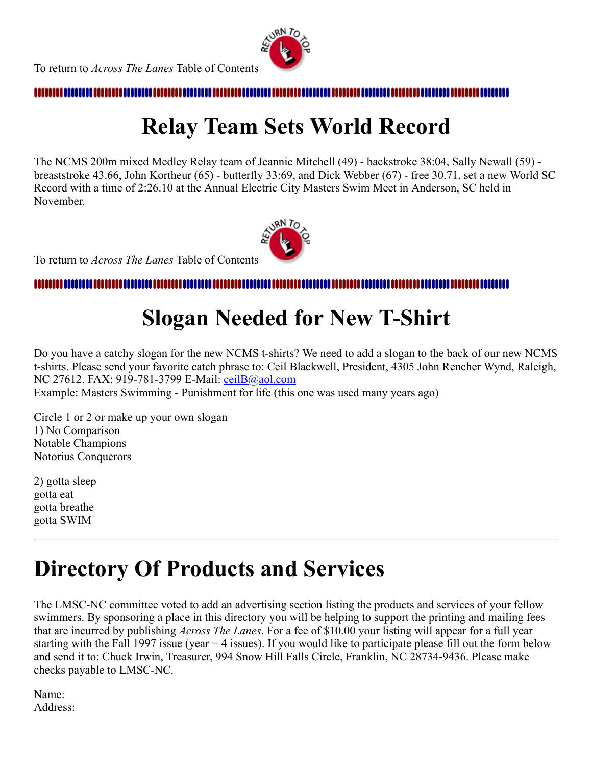To return to *Across The Lanes* Table of Contents

# Relay Team Sets World Record

The NCMS 200m mixed Medley Relay team of Jeannie Mitchell (49) - backstroke 38:04, Sally Newall (59) - breaststroke 43.66, John Kortheur (65) - butterfly 33:69, and Dick Webber (67) - free 30.71, set a new World SC Record with a time of 2:26.10 at the Annual Electric City Masters Swim Meet in Anderson, SC held in November.

To return to *Across The Lanes* Table of Contents

# Slogan Needed for New T-Shirt

Do you have a catchy slogan for the new NCMS t-shirts? We need to add a slogan to the back of our new NCMS t-shirts. Please send your favorite catch phrase to: Ceil Blackwell, President, 4305 John Rencher Wynd, Raleigh, NC 27612. FAX: 919-781-3799 E-Mail: ceilB@aol.com
Example: Masters Swimming - Punishment for life (this one was used many years ago)

Circle 1 or 2 or make up your own slogan
1) No Comparison
Notable Champions
Notorius Conquerors

2) gotta sleep
gotta eat
gotta breathe
gotta SWIM

---

# Directory Of Products and Services

The LMSC-NC committee voted to add an advertising section listing the products and services of your fellow swimmers. By sponsoring a place in this directory you will be helping to support the printing and mailing fees that are incurred by publishing *Across The Lanes*. For a fee of $10.00 your listing will appear for a full year starting with the Fall 1997 issue (year = 4 issues). If you would like to participate please fill out the form below and send it to: Chuck Irwin, Treasurer, 994 Snow Hill Falls Circle, Franklin, NC 28734-9436. Please make checks payable to LMSC-NC.

Name:
Address: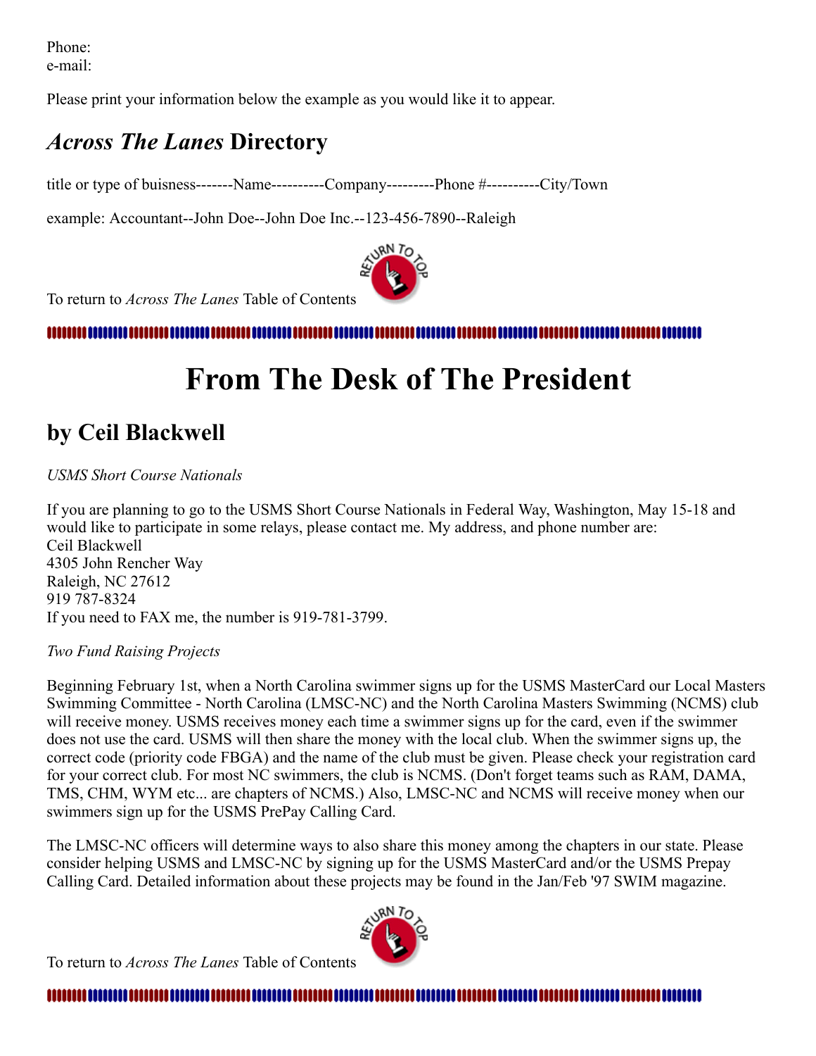Phone:
e-mail:

Please print your information below the example as you would like it to appear.

## *Across The Lanes* Directory

title or type of buisness-------Name----------Company---------Phone #----------City/Town

example: Accountant--John Doe--John Doe Inc.--123-456-7890--Raleigh

To return to *Across The Lanes* Table of Contents

# From The Desk of The President

## by Ceil Blackwell

*USMS Short Course Nationals*

If you are planning to go to the USMS Short Course Nationals in Federal Way, Washington, May 15-18 and would like to participate in some relays, please contact me. My address, and phone number are:
Ceil Blackwell
4305 John Rencher Way
Raleigh, NC 27612
919 787-8324
If you need to FAX me, the number is 919-781-3799.

*Two Fund Raising Projects*

Beginning February 1st, when a North Carolina swimmer signs up for the USMS MasterCard our Local Masters Swimming Committee - North Carolina (LMSC-NC) and the North Carolina Masters Swimming (NCMS) club will receive money. USMS receives money each time a swimmer signs up for the card, even if the swimmer does not use the card. USMS will then share the money with the local club. When the swimmer signs up, the correct code (priority code FBGA) and the name of the club must be given. Please check your registration card for your correct club. For most NC swimmers, the club is NCMS. (Don't forget teams such as RAM, DAMA, TMS, CHM, WYM etc... are chapters of NCMS.) Also, LMSC-NC and NCMS will receive money when our swimmers sign up for the USMS PrePay Calling Card.

The LMSC-NC officers will determine ways to also share this money among the chapters in our state. Please consider helping USMS and LMSC-NC by signing up for the USMS MasterCard and/or the USMS Prepay Calling Card. Detailed information about these projects may be found in the Jan/Feb '97 SWIM magazine.

To return to *Across The Lanes* Table of Contents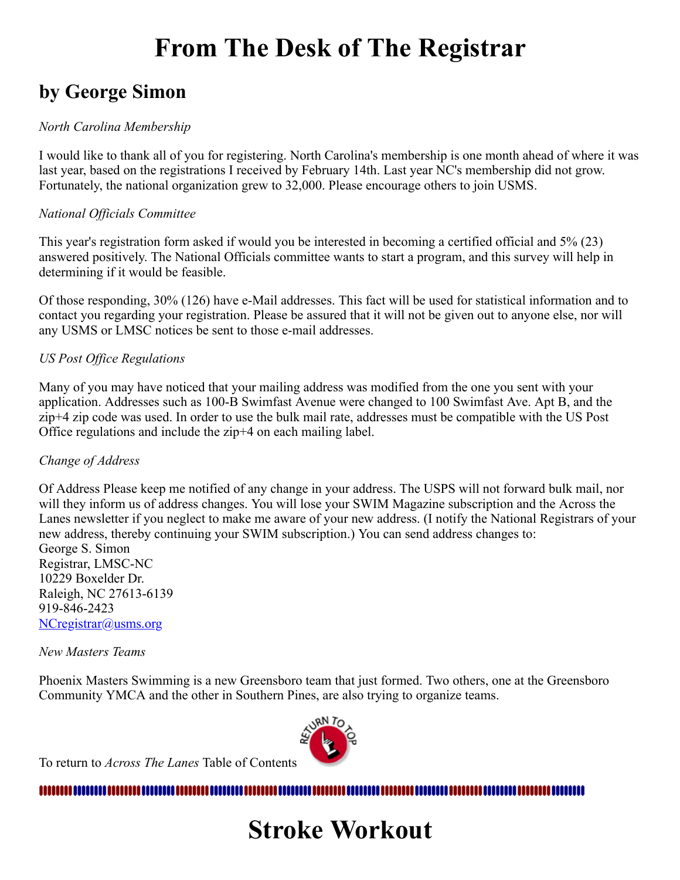# From The Desk of The Registrar

## by George Simon

*North Carolina Membership*

I would like to thank all of you for registering. North Carolina's membership is one month ahead of where it was last year, based on the registrations I received by February 14th. Last year NC's membership did not grow. Fortunately, the national organization grew to 32,000. Please encourage others to join USMS.

*National Officials Committee*

This year's registration form asked if would you be interested in becoming a certified official and 5% (23) answered positively. The National Officials committee wants to start a program, and this survey will help in determining if it would be feasible.

Of those responding, 30% (126) have e-Mail addresses. This fact will be used for statistical information and to contact you regarding your registration. Please be assured that it will not be given out to anyone else, nor will any USMS or LMSC notices be sent to those e-mail addresses.

*US Post Office Regulations*

Many of you may have noticed that your mailing address was modified from the one you sent with your application. Addresses such as 100-B Swimfast Avenue were changed to 100 Swimfast Ave. Apt B, and the zip+4 zip code was used. In order to use the bulk mail rate, addresses must be compatible with the US Post Office regulations and include the zip+4 on each mailing label.

*Change of Address*

Of Address Please keep me notified of any change in your address. The USPS will not forward bulk mail, nor will they inform us of address changes. You will lose your SWIM Magazine subscription and the Across the Lanes newsletter if you neglect to make me aware of your new address. (I notify the National Registrars of your new address, thereby continuing your SWIM subscription.) You can send address changes to:
George S. Simon
Registrar, LMSC-NC
10229 Boxelder Dr.
Raleigh, NC 27613-6139
919-846-2423
NCregistrar@usms.org

*New Masters Teams*

Phoenix Masters Swimming is a new Greensboro team that just formed. Two others, one at the Greensboro Community YMCA and the other in Southern Pines, are also trying to organize teams.

To return to *Across The Lanes* Table of Contents

# Stroke Workout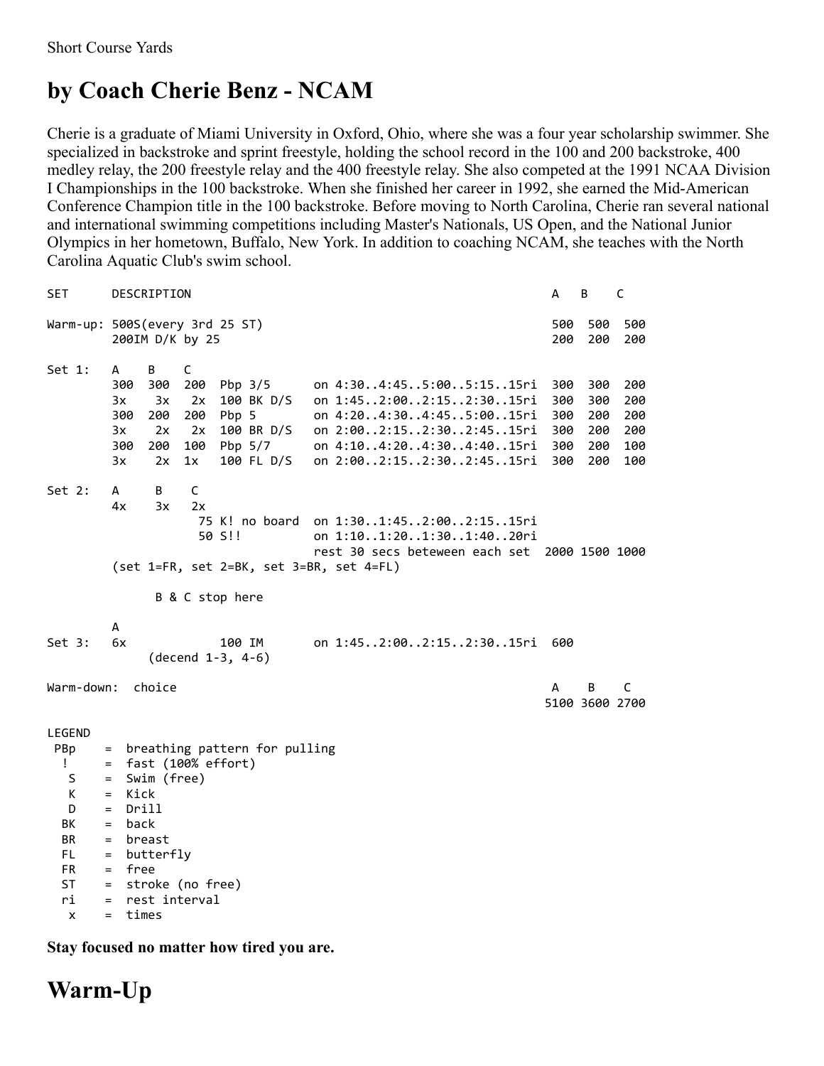Short Course Yards

# by Coach Cherie Benz - NCAM

Cherie is a graduate of Miami University in Oxford, Ohio, where she was a four year scholarship swimmer. She specialized in backstroke and sprint freestyle, holding the school record in the 100 and 200 backstroke, 400 medley relay, the 200 freestyle relay and the 400 freestyle relay. She also competed at the 1991 NCAA Division I Championships in the 100 backstroke. When she finished her career in 1992, she earned the Mid-American Conference Champion title in the 100 backstroke. Before moving to North Carolina, Cherie ran several national and international swimming competitions including Master's Nationals, US Open, and the National Junior Olympics in her hometown, Buffalo, New York. In addition to coaching NCAM, she teaches with the North Carolina Aquatic Club's swim school.

```
SET      DESCRIPTION                                                 A    B    C

Warm-up: 500S(every 3rd 25 ST)                                      500  500  500
         200IM D/K by 25                                            200  200  200

Set 1:   A    B    C
         300  300  200  Pbp 3/5      on 4:30..4:45..5:00..5:15..15ri  300  300  200
         3x    3x   2x  100 BK D/S   on 1:45..2:00..2:15..2:30..15ri  300  300  200
         300  200  200  Pbp 5        on 4:20..4:30..4:45..5:00..15ri  300  200  200
         3x    2x   2x  100 BR D/S   on 2:00..2:15..2:30..2:45..15ri  300  200  200
         300  200  100  Pbp 5/7      on 4:10..4:20..4:30..4:40..15ri  300  200  100
         3x    2x  1x   100 FL D/S   on 2:00..2:15..2:30..2:45..15ri  300  200  100

Set 2:   A     B    C
         4x    3x   2x
                     75 K! no board  on 1:30..1:45..2:00..2:15..15ri
                     50 S!!          on 1:10..1:20..1:30..1:40..20ri
                                     rest 30 secs beteween each set  2000 1500 1000
         (set 1=FR, set 2=BK, set 3=BR, set 4=FL)

               B & C stop here

         A
Set 3:   6x             100 IM       on 1:45..2:00..2:15..2:30..15ri  600
              (decend 1-3, 4-6)

Warm-down:  choice                                                   A    B    C
                                                                    5100 3600 2700

LEGEND
 PBp    =  breathing pattern for pulling
  !     =  fast (100% effort)
   S    =  Swim (free)
   K    =  Kick
   D    =  Drill
  BK    =  back
  BR    =  breast
  FL    =  butterfly
  FR    =  free
  ST    =  stroke (no free)
  ri    =  rest interval
   x    =  times
```

**Stay focused no matter how tired you are.**

# Warm-Up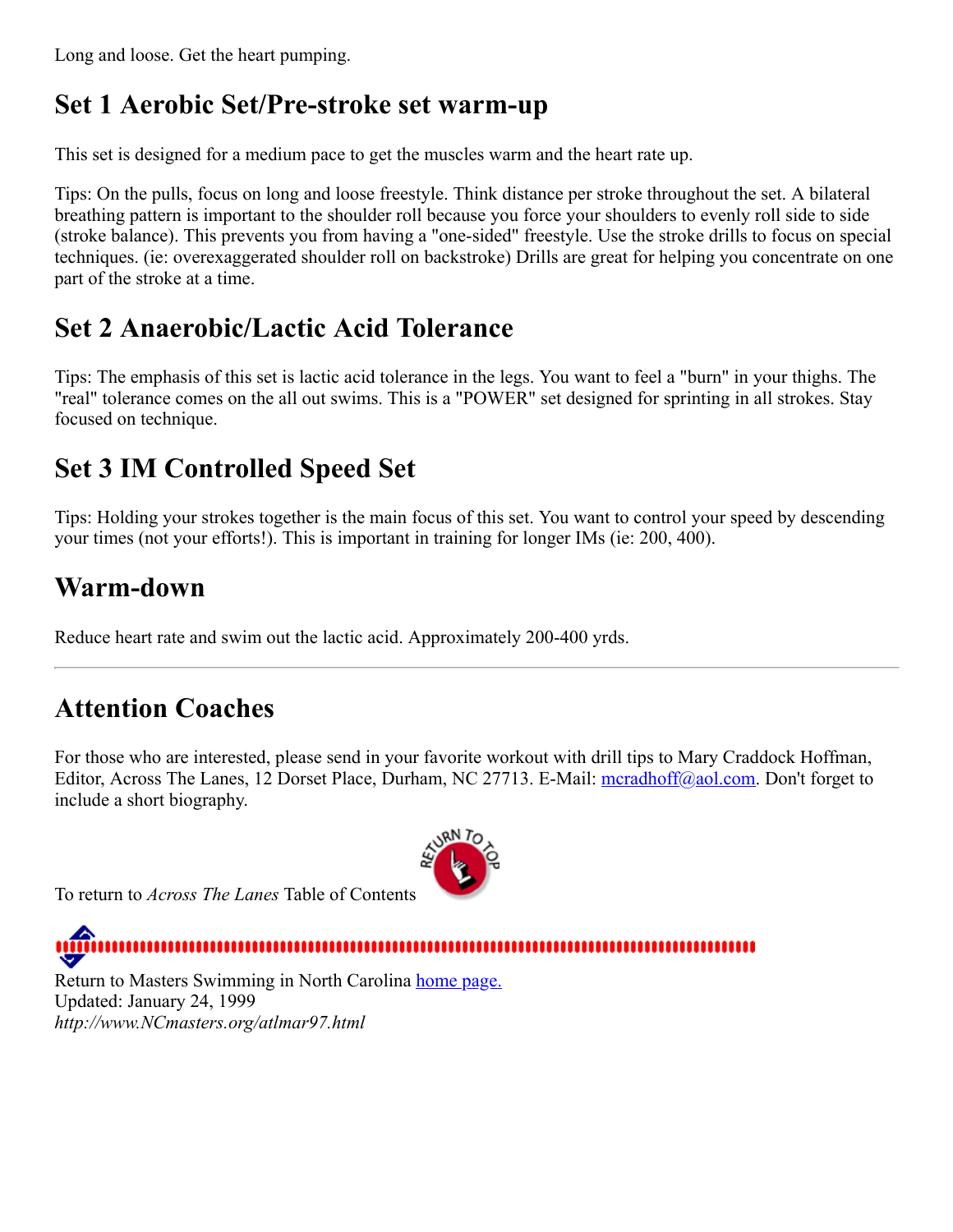Long and loose. Get the heart pumping.

## Set 1 Aerobic Set/Pre-stroke set warm-up

This set is designed for a medium pace to get the muscles warm and the heart rate up.

Tips: On the pulls, focus on long and loose freestyle. Think distance per stroke throughout the set. A bilateral breathing pattern is important to the shoulder roll because you force your shoulders to evenly roll side to side (stroke balance). This prevents you from having a "one-sided" freestyle. Use the stroke drills to focus on special techniques. (ie: overexaggerated shoulder roll on backstroke) Drills are great for helping you concentrate on one part of the stroke at a time.

## Set 2 Anaerobic/Lactic Acid Tolerance

Tips: The emphasis of this set is lactic acid tolerance in the legs. You want to feel a "burn" in your thighs. The "real" tolerance comes on the all out swims. This is a "POWER" set designed for sprinting in all strokes. Stay focused on technique.

## Set 3 IM Controlled Speed Set

Tips: Holding your strokes together is the main focus of this set. You want to control your speed by descending your times (not your efforts!). This is important in training for longer IMs (ie: 200, 400).

## Warm-down

Reduce heart rate and swim out the lactic acid. Approximately 200-400 yrds.

---

## Attention Coaches

For those who are interested, please send in your favorite workout with drill tips to Mary Craddock Hoffman, Editor, Across The Lanes, 12 Dorset Place, Durham, NC 27713. E-Mail: [mcradhoff@aol.com](mailto:mcradhoff@aol.com). Don't forget to include a short biography.

To return to *Across The Lanes* Table of Contents

Return to Masters Swimming in North Carolina [home page.](http://www.NCmasters.org)
Updated: January 24, 1999
*http://www.NCmasters.org/atlmar97.html*